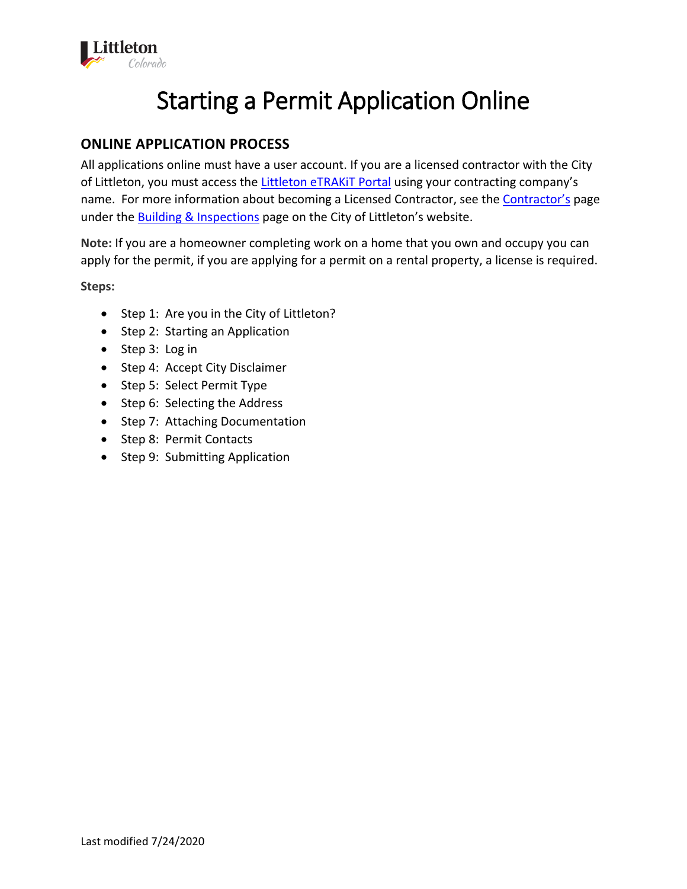# Starting a Permit Application Online

## ONLINE APPLICATION PROCESS

All applications online must have a user account. If you are a licensed contractor with the City of Littleton, you must access the Littleton eTRAKiT Portal using your contracting company's name. For more information about becoming a Licensed Contractor, see the Contractor's page under the Building & Inspections page on the City of Littleton's website.

**Note:** If you are a homeowner completing work on a home that you own and occupy you can apply for the permit, if you are applying for a permit on a rental property, a license is required.

**Steps:**

- Step 1: Are you in the City of Littleton?
- Step 2: Starting an Application
- Step 3: Log in
- Step 4: Accept City Disclaimer
- Step 5: Select Permit Type
- Step 6: Selecting the Address
- Step 7: Attaching Documentation
- Step 8: Permit Contacts
- Step 9: Submitting Application

Last modified 7/24/2020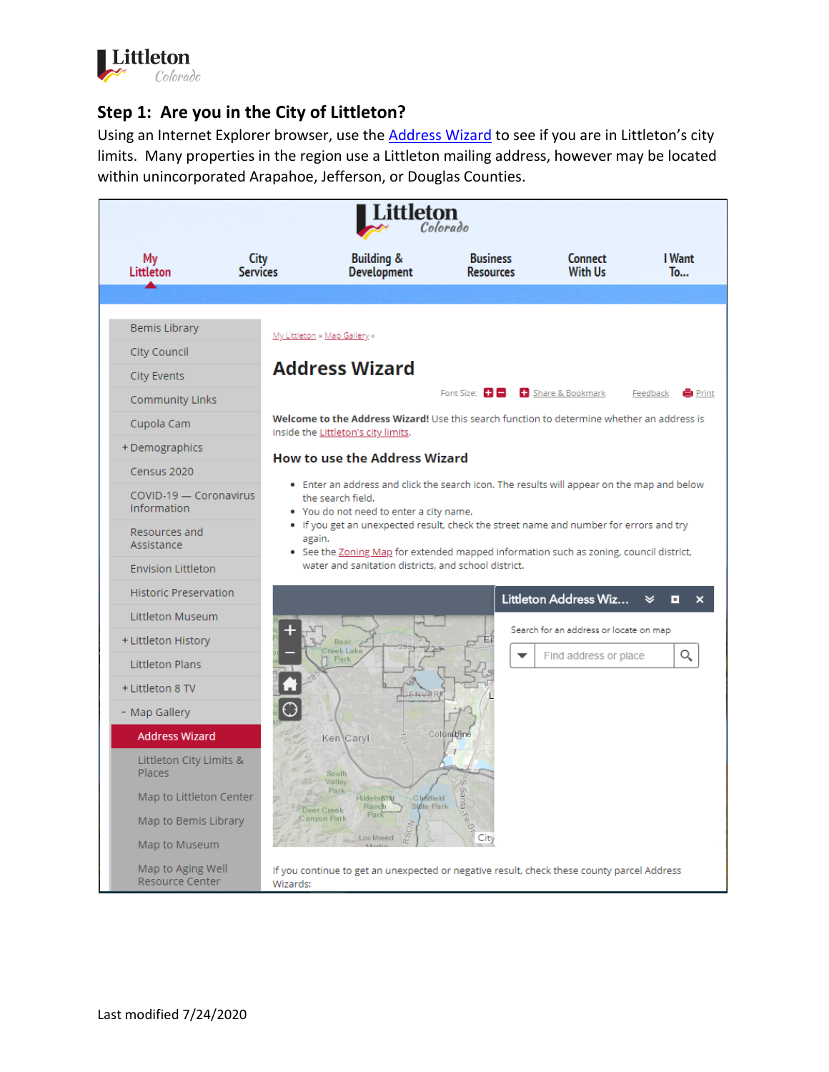## Step 1: Are you in the City of Littleton?

Using an Internet Explorer browser, use the Address Wizard to see if you are in Littleton's city limits. Many properties in the region use a Littleton mailing address, however may be located within unincorporated Arapahoe, Jefferson, or Douglas Counties.

Last modified 7/24/2020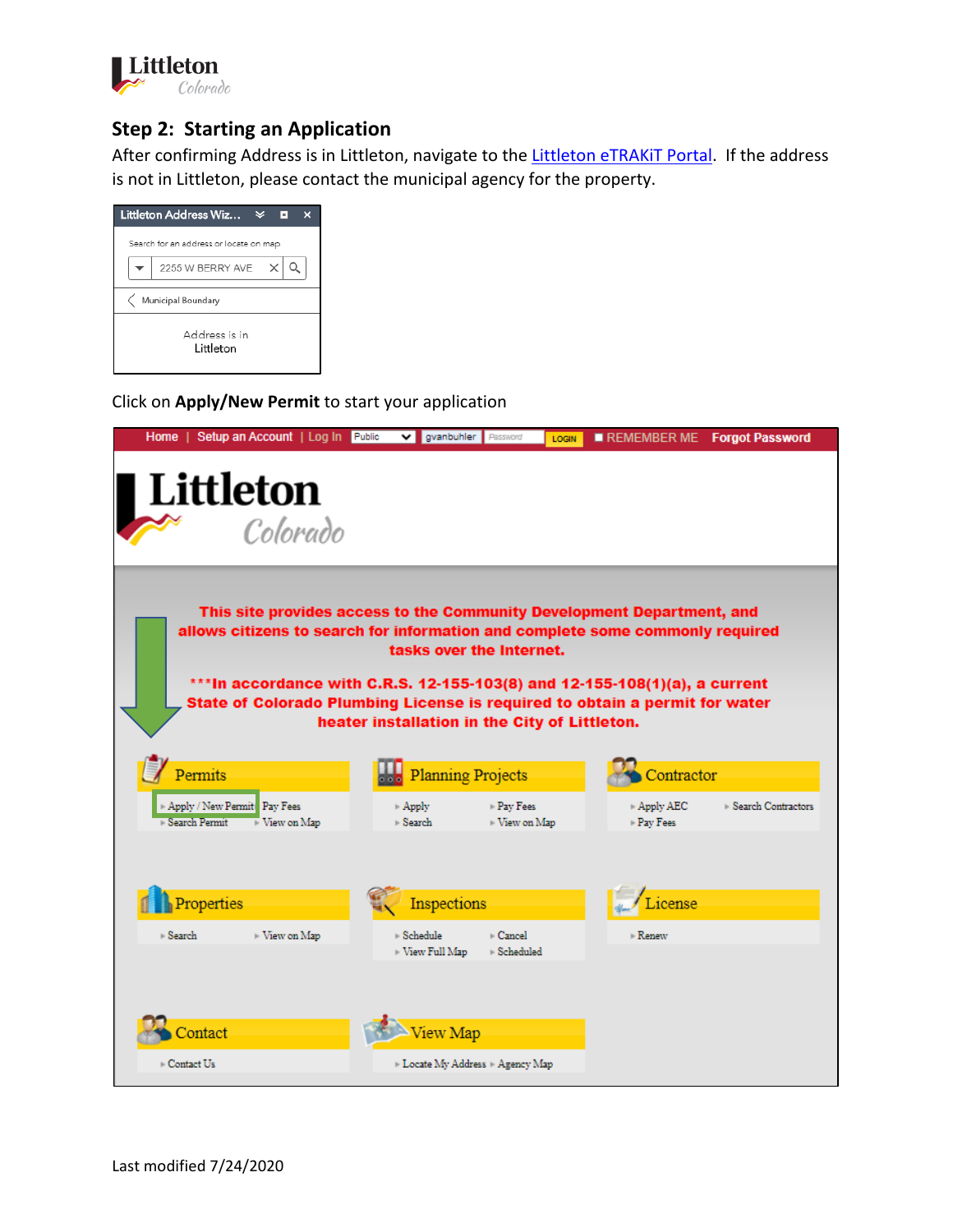## Step 2: Starting an Application

After confirming Address is in Littleton, navigate to the Littleton eTRAKiT Portal. If the address is not in Littleton, please contact the municipal agency for the property.

Click on **Apply/New Permit** to start your application

Last modified 7/24/2020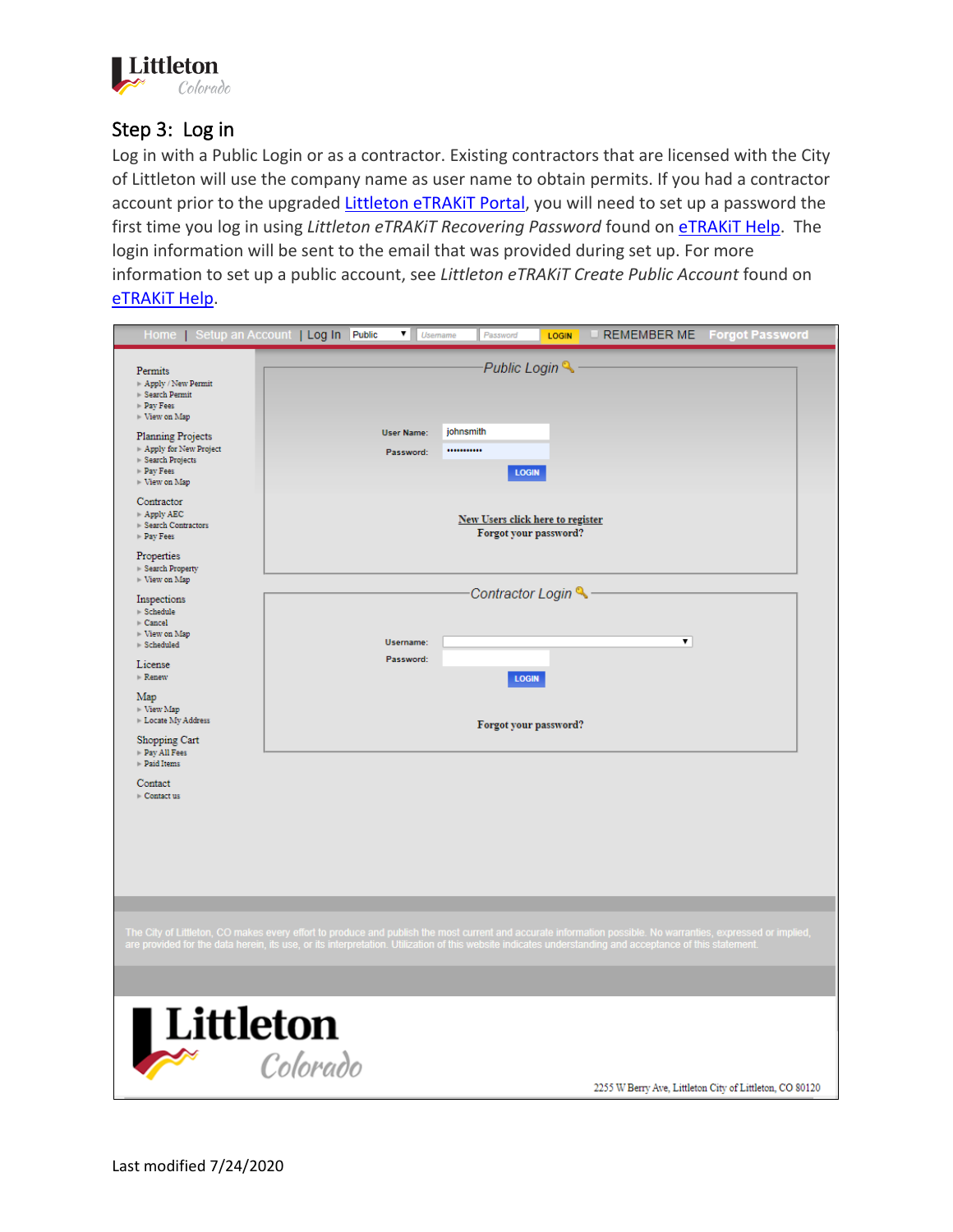## Step 3: Log in

Log in with a Public Login or as a contractor. Existing contractors that are licensed with the City of Littleton will use the company name as user name to obtain permits. If you had a contractor account prior to the upgraded Littleton eTRAKiT Portal, you will need to set up a password the first time you log in using *Littleton eTRAKiT Recovering Password* found on eTRAKiT Help. The login information will be sent to the email that was provided during set up. For more information to set up a public account, see *Littleton eTRAKiT Create Public Account* found on eTRAKiT Help.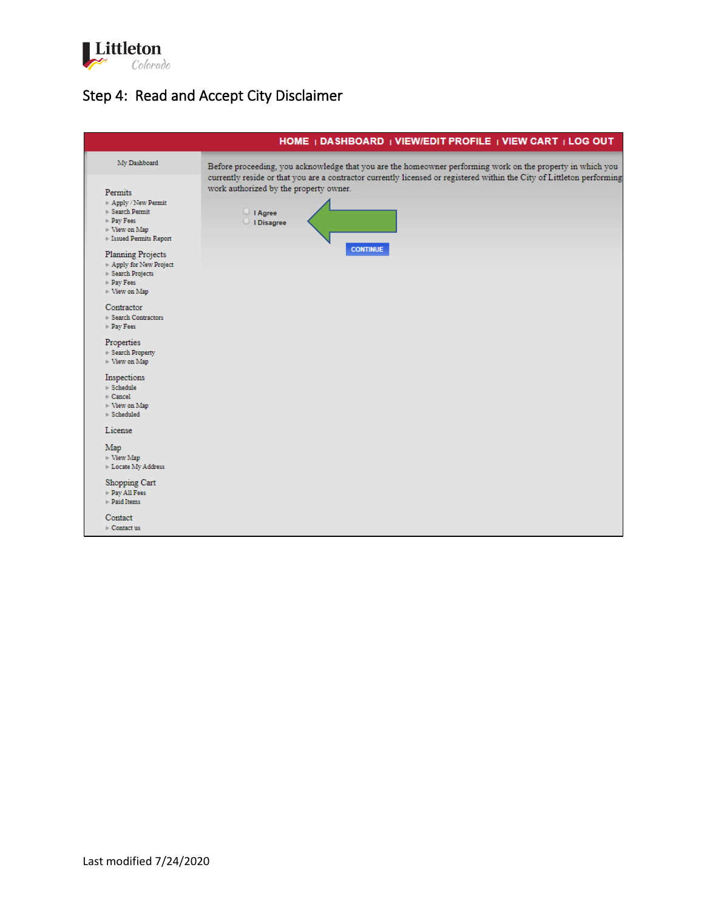## Step 4: Read and Accept City Disclaimer

HOME | DASHBOARD | VIEW/EDIT PROFILE | VIEW CART | LOG OUT

My Dashboard

Permits
- Apply / New Permit
- Search Permit
- Pay Fees
- View on Map
- Issued Permits Report

Planning Projects
- Apply for New Project
- Search Projects
- Pay Fees
- View on Map

Contractor
- Search Contractors
- Pay Fees

Properties
- Search Property
- View on Map

Inspections
- Schedule
- Cancel
- View on Map
- Scheduled

License

Map
- View Map
- Locate My Address

Shopping Cart
- Pay All Fees
- Paid Items

Contact
- Contact us

Before proceeding, you acknowledge that you are the homeowner performing work on the property in which you currently reside or that you are a contractor currently licensed or registered within the City of Littleton performing work authorized by the property owner.

- I Agree
- I Disagree

CONTINUE

Last modified 7/24/2020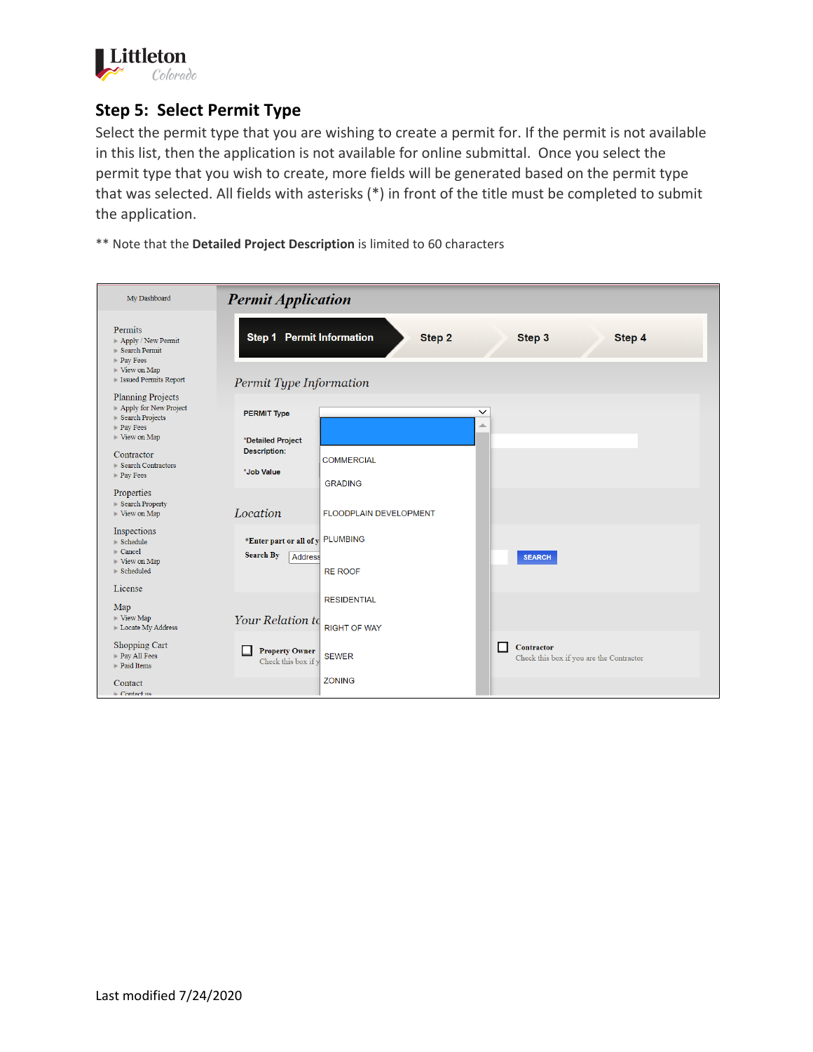## Step 5: Select Permit Type

Select the permit type that you are wishing to create a permit for. If the permit is not available in this list, then the application is not available for online submittal. Once you select the permit type that you wish to create, more fields will be generated based on the permit type that was selected. All fields with asterisks (*) in front of the title must be completed to submit the application.

** Note that the **Detailed Project Description** is limited to 60 characters

Last modified 7/24/2020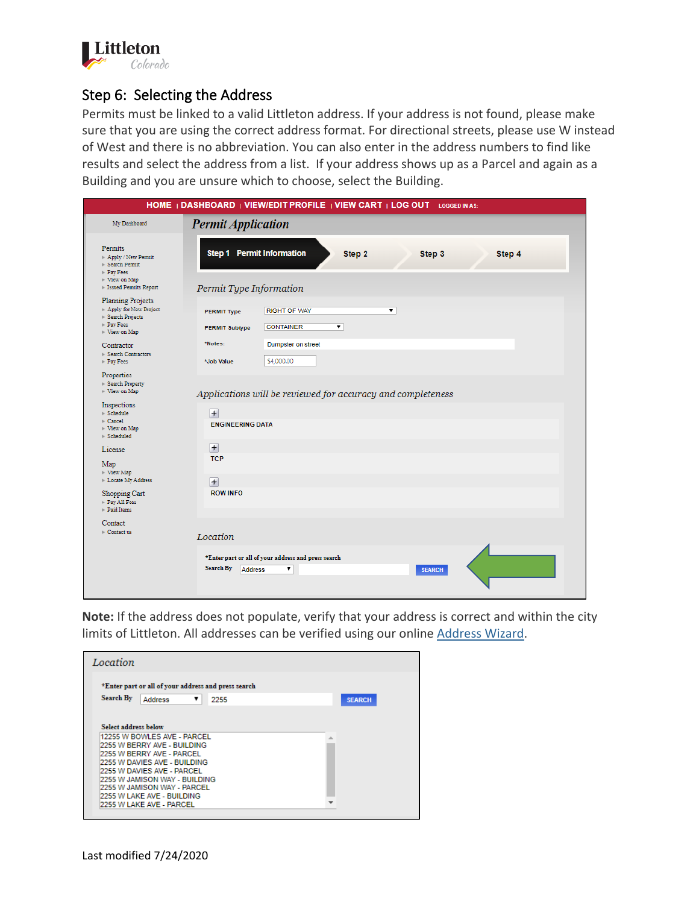## Step 6: Selecting the Address

Permits must be linked to a valid Littleton address. If your address is not found, please make sure that you are using the correct address format. For directional streets, please use W instead of West and there is no abbreviation. You can also enter in the address numbers to find like results and select the address from a list. If your address shows up as a Parcel and again as a Building and you are unsure which to choose, select the Building.

HOME | DASHBOARD | VIEW/EDIT PROFILE | VIEW CART | LOG OUT LOGGED IN AS:

My Dashboard

Permits
- Apply / New Permit
- Search Permit
- Pay Fees
- View on Map
- Issued Permits Report

Planning Projects
- Apply for New Project
- Search Projects
- Pay Fees
- View on Map

Contractor
- Search Contractors
- Pay Fees

Properties
- Search Property
- View on Map

Inspections
- Schedule
- Cancel
- View on Map
- Scheduled

License

Map
- View Map
- Locate My Address

Shopping Cart
- Pay All Fees
- Paid Items

Contact
- Contact us

*Permit Application*

Step 1 Permit Information | Step 2 | Step 3 | Step 4

*Permit Type Information*

PERMIT Type: RIGHT OF WAY

PERMIT Subtype: CONTAINER

*Notes: Dumpster on street

*Job Value: $4,000.00

*Applications will be reviewed for accuracy and completeness*

ENGINEERING DATA

TCP

ROW INFO

*Location*

*Enter part or all of your address and press search

Search By: Address SEARCH

**Note:** If the address does not populate, verify that your address is correct and within the city limits of Littleton. All addresses can be verified using our online Address Wizard.

*Location*

*Enter part or all of your address and press search

Search By: Address 2255 SEARCH

Select address below

12255 W BOWLES AVE - PARCEL
2255 W BERRY AVE - BUILDING
2255 W BERRY AVE - PARCEL
2255 W DAVIES AVE - BUILDING
2255 W DAVIES AVE - PARCEL
2255 W JAMISON WAY - BUILDING
2255 W JAMISON WAY - PARCEL
2255 W LAKE AVE - BUILDING
2255 W LAKE AVE - PARCEL

Last modified 7/24/2020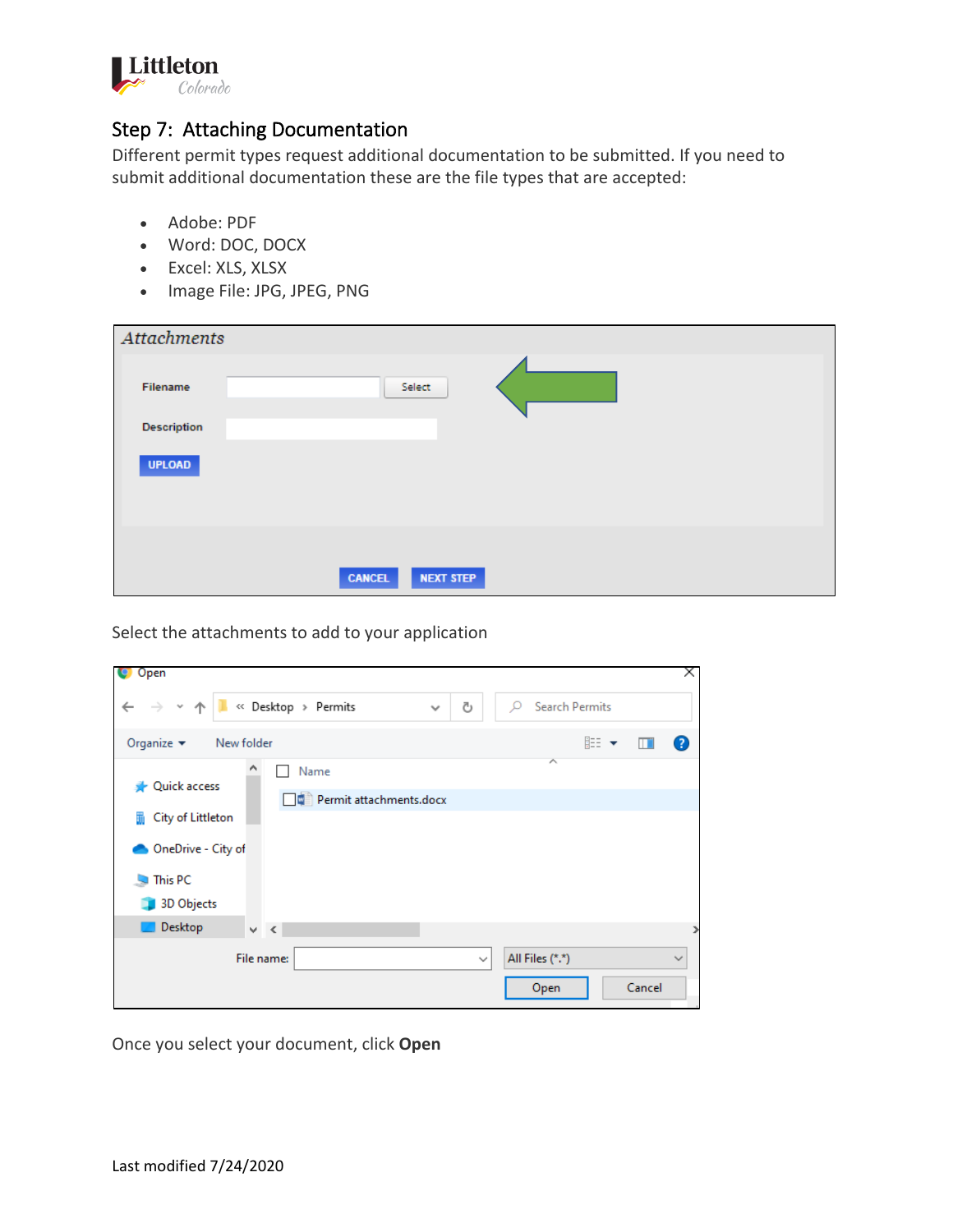## Step 7: Attaching Documentation

Different permit types request additional documentation to be submitted. If you need to submit additional documentation these are the file types that are accepted:

- Adobe: PDF
- Word: DOC, DOCX
- Excel: XLS, XLSX
- Image File: JPG, JPEG, PNG

Select the attachments to add to your application

Once you select your document, click **Open**

Last modified 7/24/2020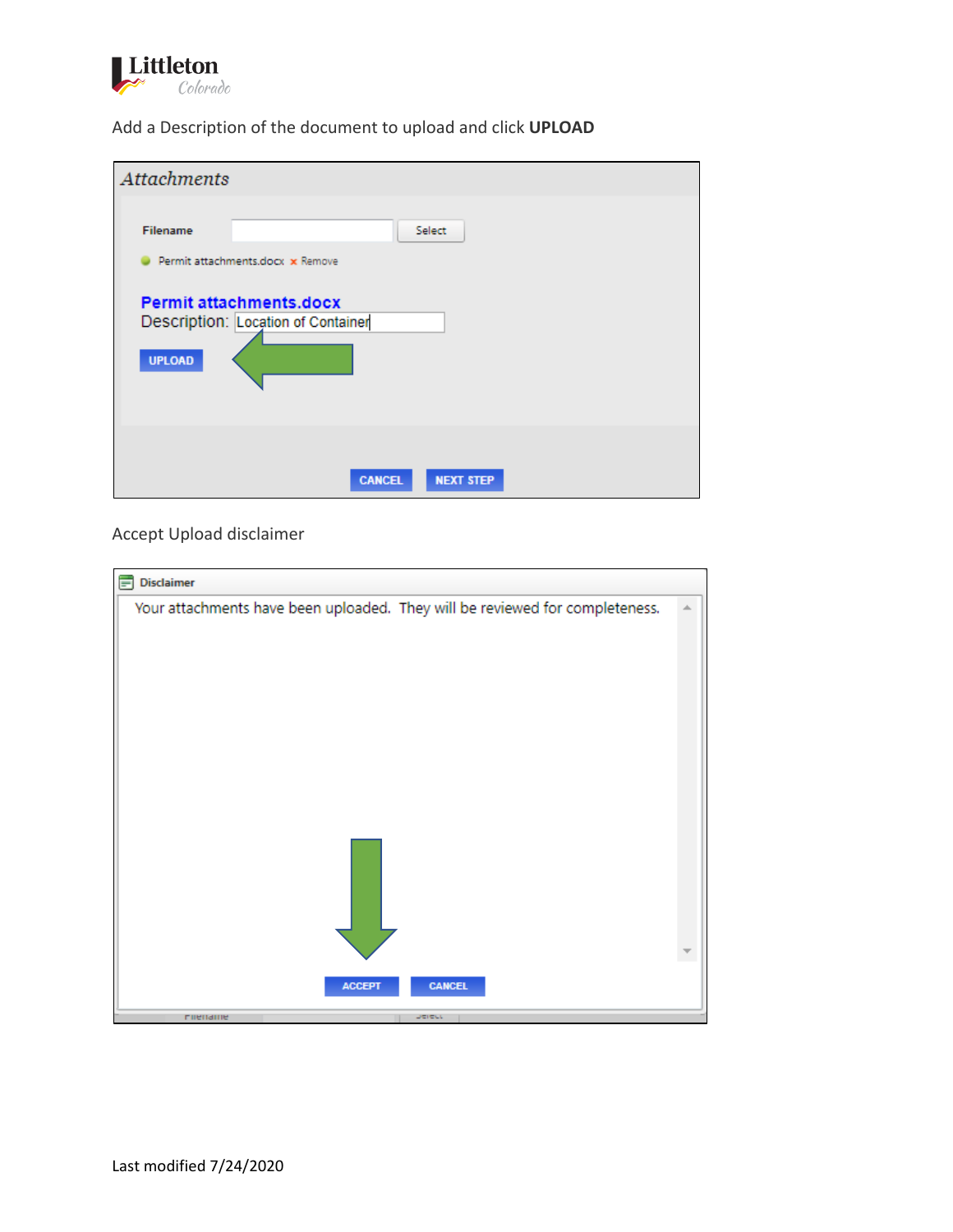Add a Description of the document to upload and click **UPLOAD**

*Attachments*

**Filename** Select

Permit attachments.docx × Remove

**Permit attachments.docx**

Description: Location of Container

UPLOAD

CANCEL NEXT STEP

Accept Upload disclaimer

**Disclaimer**

Your attachments have been uploaded. They will be reviewed for completeness.

ACCEPT CANCEL

Last modified 7/24/2020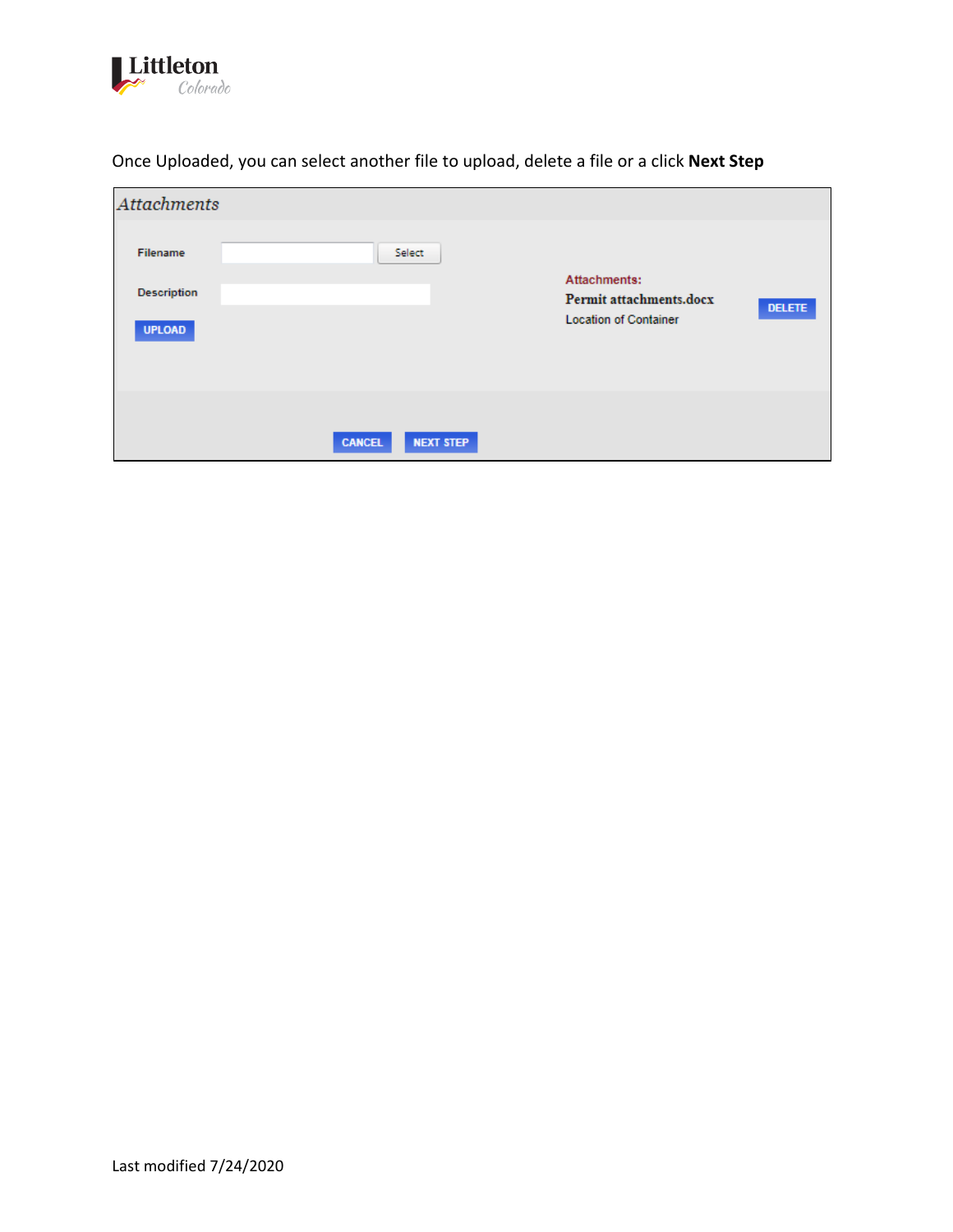Once Uploaded, you can select another file to upload, delete a file or a click **Next Step**

*Attachments*

Filename [ ] Select

Description [ ]

UPLOAD

Attachments:

**Permit attachments.docx**

Location of Container

DELETE

CANCEL NEXT STEP

Last modified 7/24/2020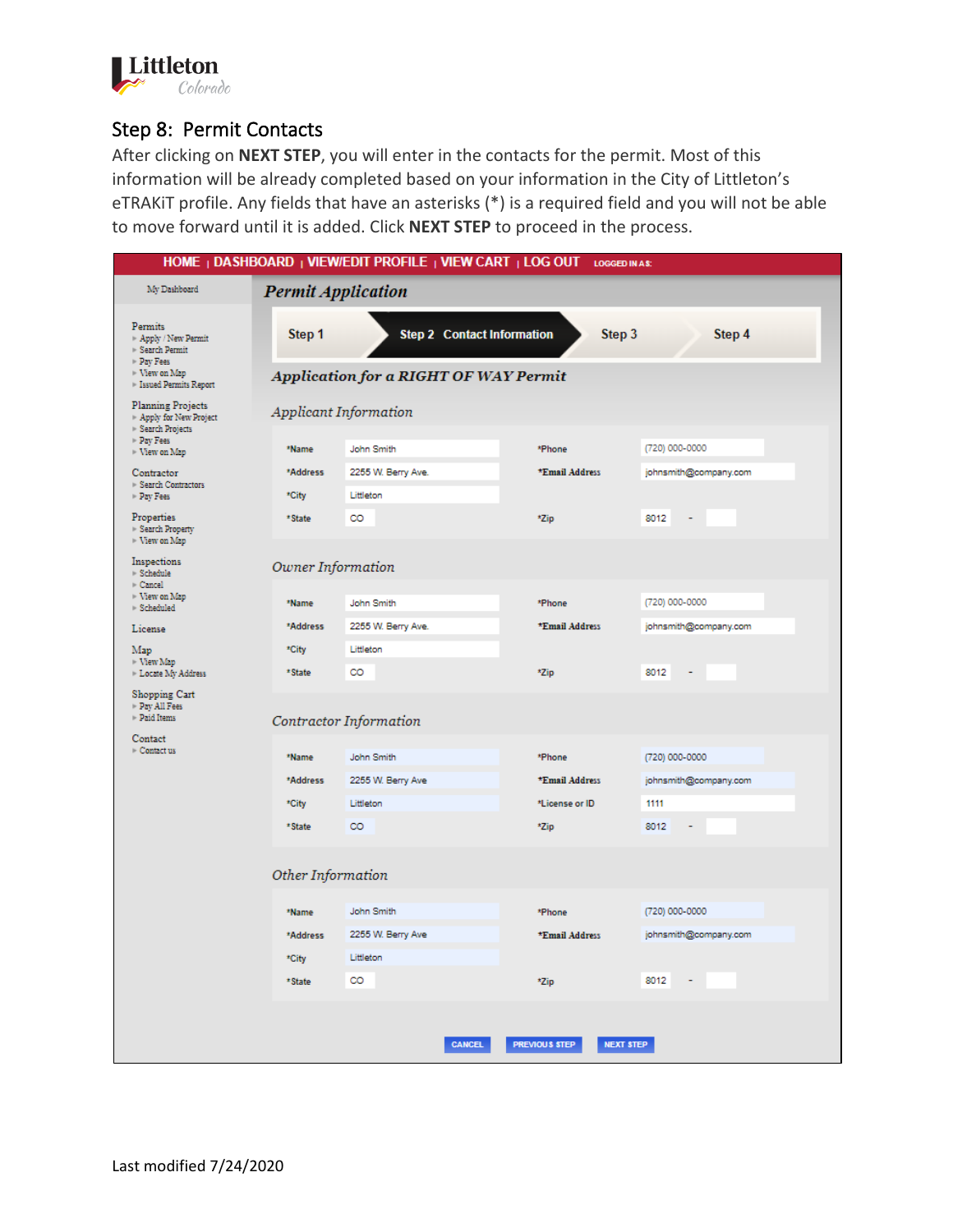## Step 8: Permit Contacts

After clicking on **NEXT STEP**, you will enter in the contacts for the permit. Most of this information will be already completed based on your information in the City of Littleton's eTRAKiT profile. Any fields that have an asterisks (*) is a required field and you will not be able to move forward until it is added. Click **NEXT STEP** to proceed in the process.

HOME | DASHBOARD | VIEW/EDIT PROFILE | VIEW CART | LOG OUT LOGGED IN AS:

My Dashboard

Permits
- Apply / New Permit
- Search Permit
- Pay Fees
- View on Map
- Issued Permits Report

Planning Projects
- Apply for New Project
- Search Projects
- Pay Fees
- View on Map

Contractor
- Search Contractors
- Pay Fees

Properties
- Search Property
- View on Map

Inspections
- Schedule
- Cancel
- View on Map
- Scheduled

License

Map
- View Map
- Locate My Address

Shopping Cart
- Pay All Fees
- Paid Items

Contact
- Contact us

*Permit Application*

Step 1 | Step 2 Contact Information | Step 3 | Step 4

*Application for a RIGHT OF WAY Permit*

*Applicant Information*

| | | | |
|---|---|---|---|
| *Name | John Smith | *Phone | (720) 000-0000 |
| *Address | 2255 W. Berry Ave. | *Email Address | johnsmith@company.com |
| *City | Littleton | | |
| *State | CO | *Zip | 8012 - |

*Owner Information*

| | | | |
|---|---|---|---|
| *Name | John Smith | *Phone | (720) 000-0000 |
| *Address | 2255 W. Berry Ave. | *Email Address | johnsmith@company.com |
| *City | Littleton | | |
| *State | CO | *Zip | 8012 - |

*Contractor Information*

| | | | |
|---|---|---|---|
| *Name | John Smith | *Phone | (720) 000-0000 |
| *Address | 2255 W. Berry Ave | *Email Address | johnsmith@company.com |
| *City | Littleton | *License or ID | 1111 |
| *State | CO | *Zip | 8012 - |

*Other Information*

| | | | |
|---|---|---|---|
| *Name | John Smith | *Phone | (720) 000-0000 |
| *Address | 2255 W. Berry Ave | *Email Address | johnsmith@company.com |
| *City | Littleton | | |
| *State | CO | *Zip | 8012 - |

CANCEL | PREVIOUS STEP | NEXT STEP

Last modified 7/24/2020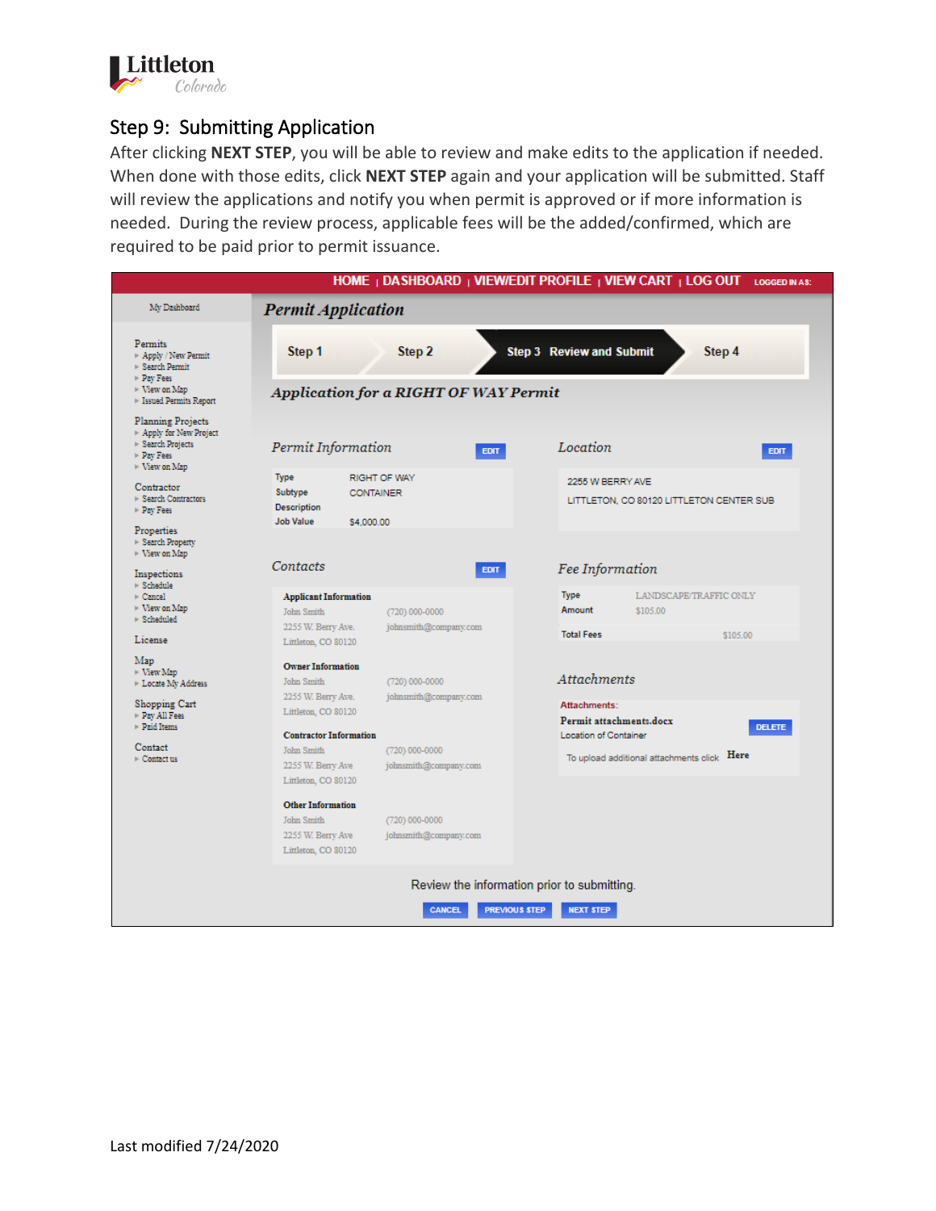## Step 9: Submitting Application

After clicking **NEXT STEP**, you will be able to review and make edits to the application if needed. When done with those edits, click **NEXT STEP** again and your application will be submitted. Staff will review the applications and notify you when permit is approved or if more information is needed. During the review process, applicable fees will be the added/confirmed, which are required to be paid prior to permit issuance.

HOME | DASHBOARD | VIEW/EDIT PROFILE | VIEW CART | LOG OUT LOGGED IN AS:

My Dashboard

Permits
- Apply / New Permit
- Search Permit
- Pay Fees
- View on Map
- Issued Permits Report

Planning Projects
- Apply for New Project
- Search Projects
- Pay Fees
- View on Map

Contractor
- Search Contractors
- Pay Fees

Properties
- Search Property
- View on Map

Inspections
- Schedule
- Cancel
- View on Map
- Scheduled

License

Map
- View Map
- Locate My Address

Shopping Cart
- Pay All Fees
- Paid Items

Contact
- Contact us

*Permit Application*

Step 1 | Step 2 | Step 3 Review and Submit | Step 4

*Application for a RIGHT OF WAY Permit*

*Permit Information* EDIT

| | |
|---|---|
| Type | RIGHT OF WAY |
| Subtype | CONTAINER |
| Description | |
| Job Value | $4,000.00 |

*Location* EDIT

2255 W BERRY AVE
LITTLETON, CO 80120 LITTLETON CENTER SUB

*Contacts* EDIT

**Applicant Information**
John Smith (720) 000-0000
2255 W. Berry Ave. johnsmith@company.com
Littleton, CO 80120

**Owner Information**
John Smith (720) 000-0000
2255 W. Berry Ave. johnsmith@company.com
Littleton, CO 80120

**Contractor Information**
John Smith (720) 000-0000
2255 W. Berry Ave johnsmith@company.com
Littleton, CO 80120

**Other Information**
John Smith (720) 000-0000
2255 W. Berry Ave johnsmith@company.com
Littleton, CO 80120

*Fee Information*

| | |
|---|---|
| Type | LANDSCAPE/TRAFFIC ONLY |
| Amount | $105.00 |
| Total Fees | $105.00 |

*Attachments*

Attachments:
Permit attachments.docx DELETE
Location of Container

To upload additional attachments click Here

Review the information prior to submitting.

CANCEL | PREVIOUS STEP | NEXT STEP